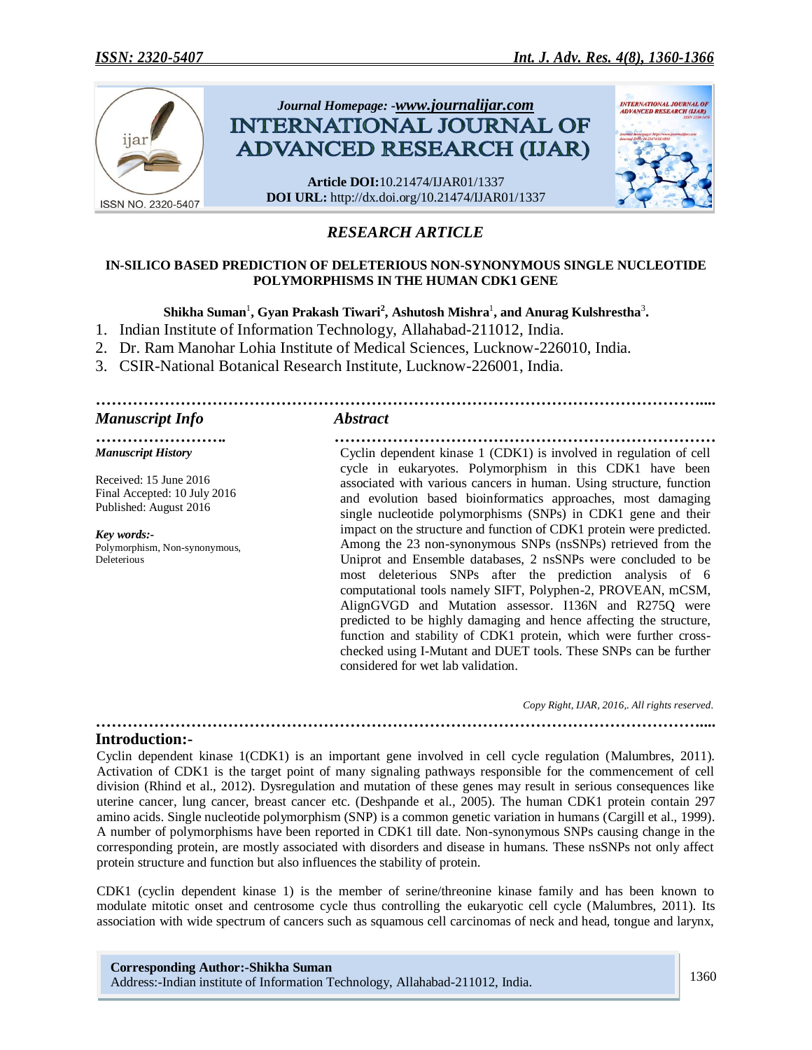**Journal Homepage: -www.journalijar.com**

# INTERNATIONAL JOURNAL OF ADVANCED RESEARCH (IJAR)

**Article DOI:**10.21474/IJAR01/1337
**DOI URL:** http://dx.doi.org/10.21474/IJAR01/1337

## *RESEARCH ARTICLE*

### IN-SILICO BASED PREDICTION OF DELETERIOUS NON-SYNONYMOUS SINGLE NUCLEOTIDE POLYMORPHISMS IN THE HUMAN CDK1 GENE

**Shikha Suman[1], Gyan Prakash Tiwari[2], Ashutosh Mishra[1], and Anurag Kulshrestha[3].**

1. Indian Institute of Information Technology, Allahabad-211012, India.
2. Dr. Ram Manohar Lohia Institute of Medical Sciences, Lucknow-226010, India.
3. CSIR-National Botanical Research Institute, Lucknow-226001, India.

## *Manuscript Info*

***Manuscript History***

Received: 15 June 2016
Final Accepted: 10 July 2016
Published: August 2016

***Key words:-***
Polymorphism, Non-synonymous, Deleterious

## *Abstract*

Cyclin dependent kinase 1 (CDK1) is involved in regulation of cell cycle in eukaryotes. Polymorphism in this CDK1 have been associated with various cancers in human. Using structure, function and evolution based bioinformatics approaches, most damaging single nucleotide polymorphisms (SNPs) in CDK1 gene and their impact on the structure and function of CDK1 protein were predicted. Among the 23 non-synonymous SNPs (nsSNPs) retrieved from the Uniprot and Ensemble databases, 2 nsSNPs were concluded to be most deleterious SNPs after the prediction analysis of 6 computational tools namely SIFT, Polyphen-2, PROVEAN, mCSM, AlignGVGD and Mutation assessor. I136N and R275Q were predicted to be highly damaging and hence affecting the structure, function and stability of CDK1 protein, which were further cross-checked using I-Mutant and DUET tools. These SNPs can be further considered for wet lab validation.

*Copy Right, IJAR, 2016,. All rights reserved.*

## Introduction:-

Cyclin dependent kinase 1(CDK1) is an important gene involved in cell cycle regulation (Malumbres, 2011). Activation of CDK1 is the target point of many signaling pathways responsible for the commencement of cell division (Rhind et al., 2012). Dysregulation and mutation of these genes may result in serious consequences like uterine cancer, lung cancer, breast cancer etc. (Deshpande et al., 2005). The human CDK1 protein contain 297 amino acids. Single nucleotide polymorphism (SNP) is a common genetic variation in humans (Cargill et al., 1999). A number of polymorphisms have been reported in CDK1 till date. Non-synonymous SNPs causing change in the corresponding protein, are mostly associated with disorders and disease in humans. These nsSNPs not only affect protein structure and function but also influences the stability of protein.

CDK1 (cyclin dependent kinase 1) is the member of serine/threonine kinase family and has been known to modulate mitotic onset and centrosome cycle thus controlling the eukaryotic cell cycle (Malumbres, 2011). Its association with wide spectrum of cancers such as squamous cell carcinomas of neck and head, tongue and larynx,

**Corresponding Author:-Shikha Suman**
Address:-Indian institute of Information Technology, Allahabad-211012, India.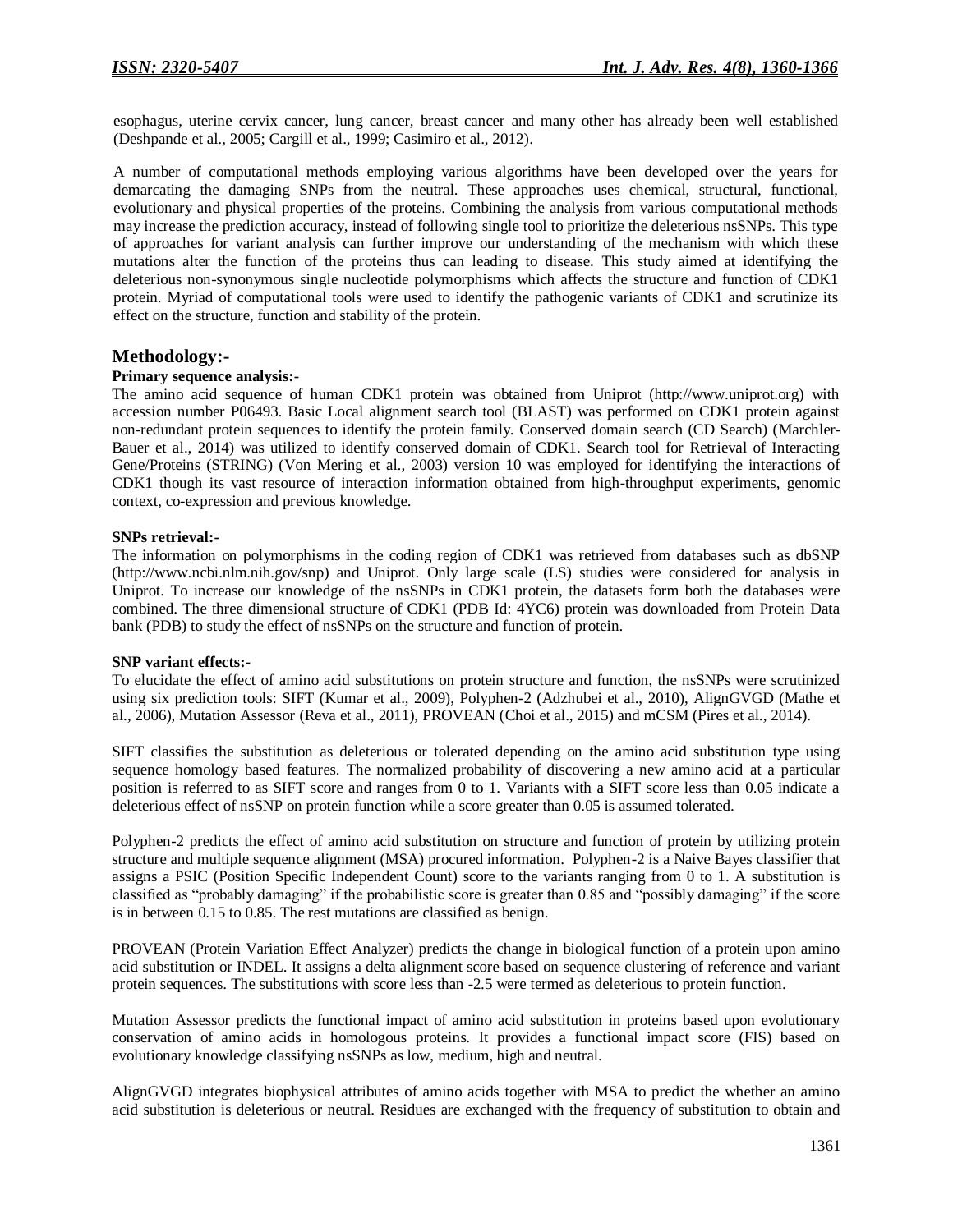esophagus, uterine cervix cancer, lung cancer, breast cancer and many other has already been well established (Deshpande et al., 2005; Cargill et al., 1999; Casimiro et al., 2012).

A number of computational methods employing various algorithms have been developed over the years for demarcating the damaging SNPs from the neutral. These approaches uses chemical, structural, functional, evolutionary and physical properties of the proteins. Combining the analysis from various computational methods may increase the prediction accuracy, instead of following single tool to prioritize the deleterious nsSNPs. This type of approaches for variant analysis can further improve our understanding of the mechanism with which these mutations alter the function of the proteins thus can leading to disease. This study aimed at identifying the deleterious non-synonymous single nucleotide polymorphisms which affects the structure and function of CDK1 protein. Myriad of computational tools were used to identify the pathogenic variants of CDK1 and scrutinize its effect on the structure, function and stability of the protein.

## Methodology:-

### Primary sequence analysis:-

The amino acid sequence of human CDK1 protein was obtained from Uniprot (http://www.uniprot.org) with accession number P06493. Basic Local alignment search tool (BLAST) was performed on CDK1 protein against non-redundant protein sequences to identify the protein family. Conserved domain search (CD Search) (Marchler-Bauer et al., 2014) was utilized to identify conserved domain of CDK1. Search tool for Retrieval of Interacting Gene/Proteins (STRING) (Von Mering et al., 2003) version 10 was employed for identifying the interactions of CDK1 though its vast resource of interaction information obtained from high-throughput experiments, genomic context, co-expression and previous knowledge.

### SNPs retrieval:-

The information on polymorphisms in the coding region of CDK1 was retrieved from databases such as dbSNP (http://www.ncbi.nlm.nih.gov/snp) and Uniprot. Only large scale (LS) studies were considered for analysis in Uniprot. To increase our knowledge of the nsSNPs in CDK1 protein, the datasets form both the databases were combined. The three dimensional structure of CDK1 (PDB Id: 4YC6) protein was downloaded from Protein Data bank (PDB) to study the effect of nsSNPs on the structure and function of protein.

### SNP variant effects:-

To elucidate the effect of amino acid substitutions on protein structure and function, the nsSNPs were scrutinized using six prediction tools: SIFT (Kumar et al., 2009), Polyphen-2 (Adzhubei et al., 2010), AlignGVGD (Mathe et al., 2006), Mutation Assessor (Reva et al., 2011), PROVEAN (Choi et al., 2015) and mCSM (Pires et al., 2014).

SIFT classifies the substitution as deleterious or tolerated depending on the amino acid substitution type using sequence homology based features. The normalized probability of discovering a new amino acid at a particular position is referred to as SIFT score and ranges from 0 to 1. Variants with a SIFT score less than 0.05 indicate a deleterious effect of nsSNP on protein function while a score greater than 0.05 is assumed tolerated.

Polyphen-2 predicts the effect of amino acid substitution on structure and function of protein by utilizing protein structure and multiple sequence alignment (MSA) procured information. Polyphen-2 is a Naive Bayes classifier that assigns a PSIC (Position Specific Independent Count) score to the variants ranging from 0 to 1. A substitution is classified as "probably damaging" if the probabilistic score is greater than 0.85 and "possibly damaging" if the score is in between 0.15 to 0.85. The rest mutations are classified as benign.

PROVEAN (Protein Variation Effect Analyzer) predicts the change in biological function of a protein upon amino acid substitution or INDEL. It assigns a delta alignment score based on sequence clustering of reference and variant protein sequences. The substitutions with score less than -2.5 were termed as deleterious to protein function.

Mutation Assessor predicts the functional impact of amino acid substitution in proteins based upon evolutionary conservation of amino acids in homologous proteins. It provides a functional impact score (FIS) based on evolutionary knowledge classifying nsSNPs as low, medium, high and neutral.

AlignGVGD integrates biophysical attributes of amino acids together with MSA to predict the whether an amino acid substitution is deleterious or neutral. Residues are exchanged with the frequency of substitution to obtain and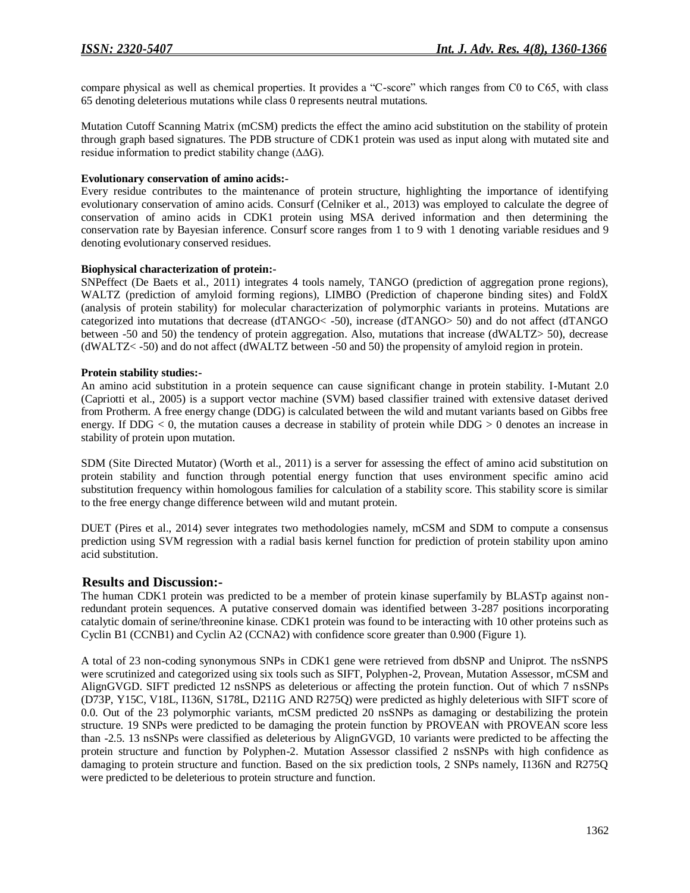compare physical as well as chemical properties. It provides a "C-score" which ranges from C0 to C65, with class 65 denoting deleterious mutations while class 0 represents neutral mutations.

Mutation Cutoff Scanning Matrix (mCSM) predicts the effect the amino acid substitution on the stability of protein through graph based signatures. The PDB structure of CDK1 protein was used as input along with mutated site and residue information to predict stability change (ΔΔG).

**Evolutionary conservation of amino acids:-**

Every residue contributes to the maintenance of protein structure, highlighting the importance of identifying evolutionary conservation of amino acids. Consurf (Celniker et al., 2013) was employed to calculate the degree of conservation of amino acids in CDK1 protein using MSA derived information and then determining the conservation rate by Bayesian inference. Consurf score ranges from 1 to 9 with 1 denoting variable residues and 9 denoting evolutionary conserved residues.

**Biophysical characterization of protein:-**

SNPeffect (De Baets et al., 2011) integrates 4 tools namely, TANGO (prediction of aggregation prone regions), WALTZ (prediction of amyloid forming regions), LIMBO (Prediction of chaperone binding sites) and FoldX (analysis of protein stability) for molecular characterization of polymorphic variants in proteins. Mutations are categorized into mutations that decrease (dTANGO< -50), increase (dTANGO> 50) and do not affect (dTANGO between -50 and 50) the tendency of protein aggregation. Also, mutations that increase (dWALTZ> 50), decrease (dWALTZ< -50) and do not affect (dWALTZ between -50 and 50) the propensity of amyloid region in protein.

**Protein stability studies:-**

An amino acid substitution in a protein sequence can cause significant change in protein stability. I-Mutant 2.0 (Capriotti et al., 2005) is a support vector machine (SVM) based classifier trained with extensive dataset derived from Protherm. A free energy change (DDG) is calculated between the wild and mutant variants based on Gibbs free energy. If DDG < 0, the mutation causes a decrease in stability of protein while DDG > 0 denotes an increase in stability of protein upon mutation.

SDM (Site Directed Mutator) (Worth et al., 2011) is a server for assessing the effect of amino acid substitution on protein stability and function through potential energy function that uses environment specific amino acid substitution frequency within homologous families for calculation of a stability score. This stability score is similar to the free energy change difference between wild and mutant protein.

DUET (Pires et al., 2014) sever integrates two methodologies namely, mCSM and SDM to compute a consensus prediction using SVM regression with a radial basis kernel function for prediction of protein stability upon amino acid substitution.

## Results and Discussion:-

The human CDK1 protein was predicted to be a member of protein kinase superfamily by BLASTp against non-redundant protein sequences. A putative conserved domain was identified between 3-287 positions incorporating catalytic domain of serine/threonine kinase. CDK1 protein was found to be interacting with 10 other proteins such as Cyclin B1 (CCNB1) and Cyclin A2 (CCNA2) with confidence score greater than 0.900 (Figure 1).

A total of 23 non-coding synonymous SNPs in CDK1 gene were retrieved from dbSNP and Uniprot. The nsSNPS were scrutinized and categorized using six tools such as SIFT, Polyphen-2, Provean, Mutation Assessor, mCSM and AlignGVGD. SIFT predicted 12 nsSNPS as deleterious or affecting the protein function. Out of which 7 nsSNPs (D73P, Y15C, V18L, I136N, S178L, D211G AND R275Q) were predicted as highly deleterious with SIFT score of 0.0. Out of the 23 polymorphic variants, mCSM predicted 20 nsSNPs as damaging or destabilizing the protein structure. 19 SNPs were predicted to be damaging the protein function by PROVEAN with PROVEAN score less than -2.5. 13 nsSNPs were classified as deleterious by AlignGVGD, 10 variants were predicted to be affecting the protein structure and function by Polyphen-2. Mutation Assessor classified 2 nsSNPs with high confidence as damaging to protein structure and function. Based on the six prediction tools, 2 SNPs namely, I136N and R275Q were predicted to be deleterious to protein structure and function.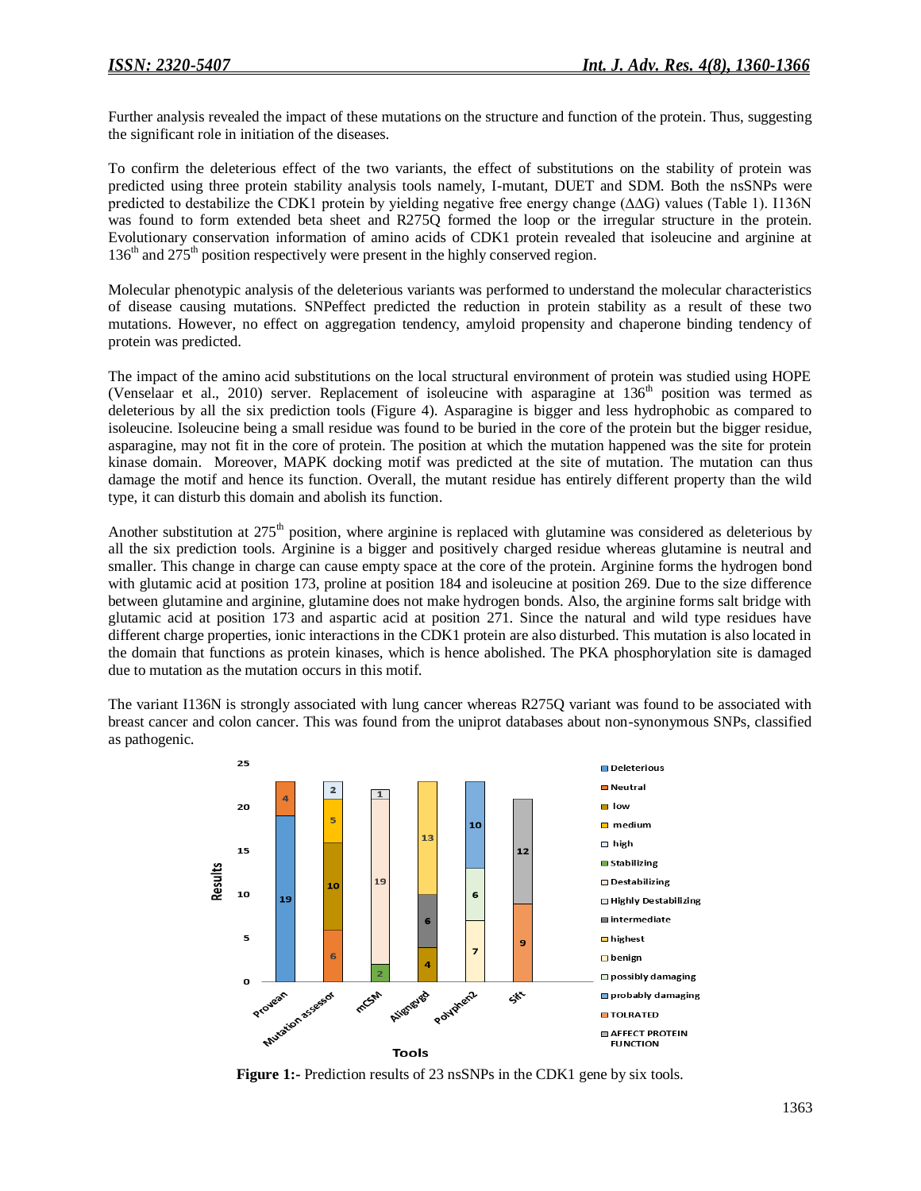Further analysis revealed the impact of these mutations on the structure and function of the protein. Thus, suggesting the significant role in initiation of the diseases.

To confirm the deleterious effect of the two variants, the effect of substitutions on the stability of protein was predicted using three protein stability analysis tools namely, I-mutant, DUET and SDM. Both the nsSNPs were predicted to destabilize the CDK1 protein by yielding negative free energy change (ΔΔG) values (Table 1). I136N was found to form extended beta sheet and R275Q formed the loop or the irregular structure in the protein. Evolutionary conservation information of amino acids of CDK1 protein revealed that isoleucine and arginine at 136th and 275th position respectively were present in the highly conserved region.

Molecular phenotypic analysis of the deleterious variants was performed to understand the molecular characteristics of disease causing mutations. SNPeffect predicted the reduction in protein stability as a result of these two mutations. However, no effect on aggregation tendency, amyloid propensity and chaperone binding tendency of protein was predicted.

The impact of the amino acid substitutions on the local structural environment of protein was studied using HOPE (Venselaar et al., 2010) server. Replacement of isoleucine with asparagine at 136th position was termed as deleterious by all the six prediction tools (Figure 4). Asparagine is bigger and less hydrophobic as compared to isoleucine. Isoleucine being a small residue was found to be buried in the core of the protein but the bigger residue, asparagine, may not fit in the core of protein. The position at which the mutation happened was the site for protein kinase domain. Moreover, MAPK docking motif was predicted at the site of mutation. The mutation can thus damage the motif and hence its function. Overall, the mutant residue has entirely different property than the wild type, it can disturb this domain and abolish its function.

Another substitution at 275th position, where arginine is replaced with glutamine was considered as deleterious by all the six prediction tools. Arginine is a bigger and positively charged residue whereas glutamine is neutral and smaller. This change in charge can cause empty space at the core of the protein. Arginine forms the hydrogen bond with glutamic acid at position 173, proline at position 184 and isoleucine at position 269. Due to the size difference between glutamine and arginine, glutamine does not make hydrogen bonds. Also, the arginine forms salt bridge with glutamic acid at position 173 and aspartic acid at position 271. Since the natural and wild type residues have different charge properties, ionic interactions in the CDK1 protein are also disturbed. This mutation is also located in the domain that functions as protein kinases, which is hence abolished. The PKA phosphorylation site is damaged due to mutation as the mutation occurs in this motif.

The variant I136N is strongly associated with lung cancer whereas R275Q variant was found to be associated with breast cancer and colon cancer. This was found from the uniprot databases about non-synonymous SNPs, classified as pathogenic.

25
20
15
10
5
0

Results

19
4
6
10
5
2
2
19
1
4
6
13
7
6
10
9
12

Provean
Mutation assessor
mCSM
Alignvgd
Polyphen2
Sift

Tools

Deleterious
Neutral
low
medium
high
Stabilizing
Destabilizing
Highly Destabilizing
intermediate
highest
benign
possibly damaging
probably damaging
TOLRATED
AFFECT PROTEIN FUNCTION

**Figure 1:-** Prediction results of 23 nsSNPs in the CDK1 gene by six tools.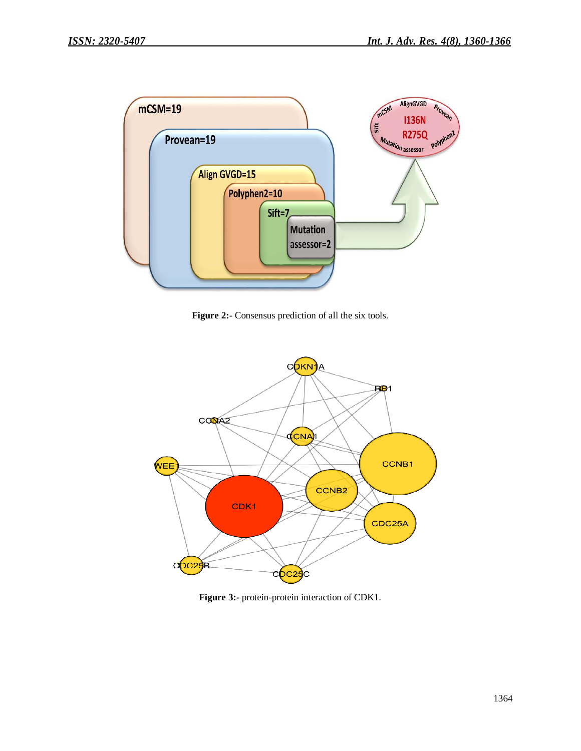mCSM=19

Provean=19

Align GVGD=15

Polyphen2=10

Sift=7

Mutation assessor=2

mCSM AlignGVGD Provean

I136N

R275Q

Sift Mutation assessor Polyphen2

**Figure 2:-** Consensus prediction of all the six tools.

CDKN1A

RB1

CCNA2

CCNA1

WEE1

CCNB1

CCNB2

CDK1

CDC25A

CDC25B

CDC25C

**Figure 3:-** protein-protein interaction of CDK1.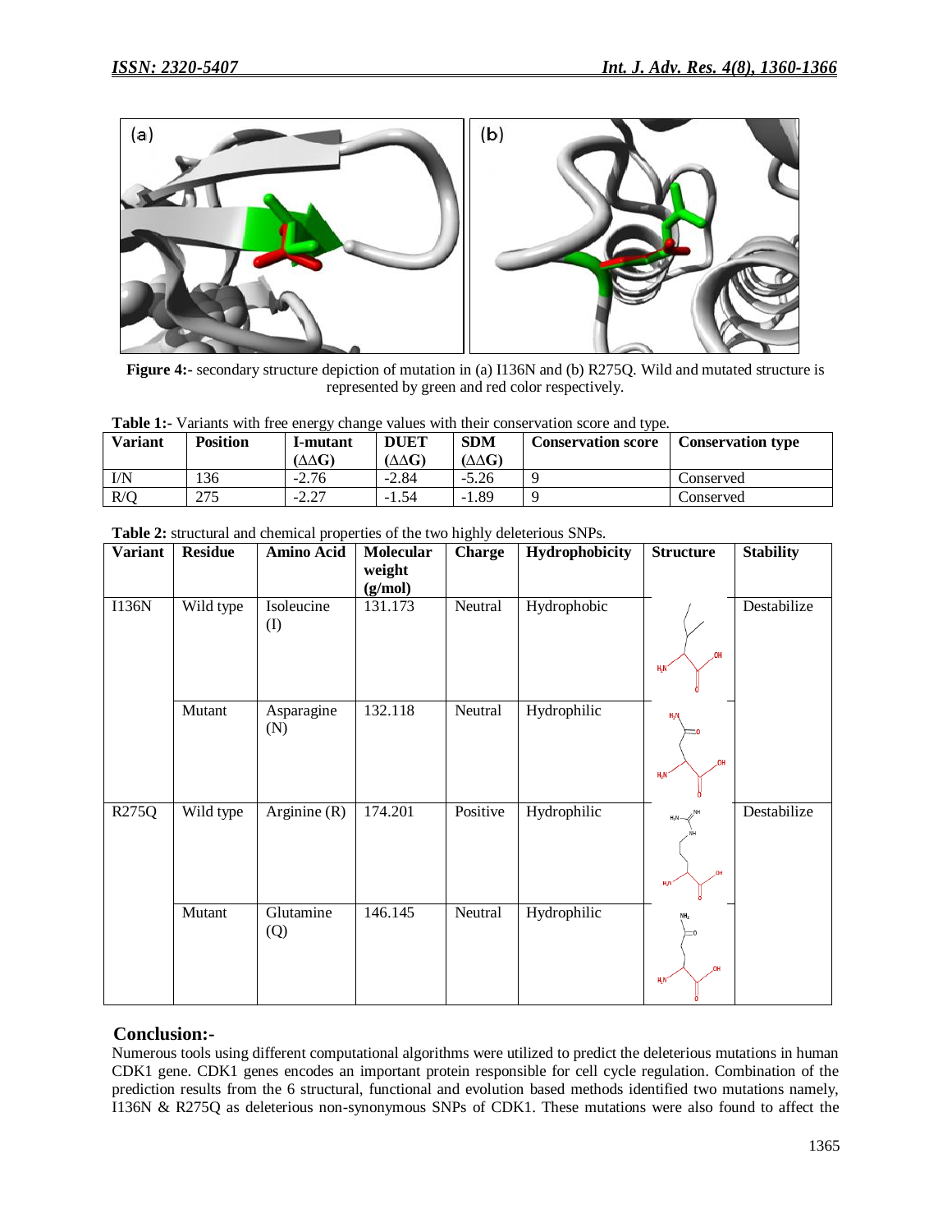**Figure 4:-** secondary structure depiction of mutation in (a) I136N and (b) R275Q. Wild and mutated structure is represented by green and red color respectively.

**Table 1:-** Variants with free energy change values with their conservation score and type.

| Variant | Position | I-mutant (ΔΔG) | DUET (ΔΔG) | SDM (ΔΔG) | Conservation score | Conservation type |
|---|---|---|---|---|---|---|
| I/N | 136 | -2.76 | -2.84 | -5.26 | 9 | Conserved |
| R/Q | 275 | -2.27 | -1.54 | -1.89 | 9 | Conserved |

**Table 2:** structural and chemical properties of the two highly deleterious SNPs.

| Variant | Residue | Amino Acid | Molecular weight (g/mol) | Charge | Hydrophobicity | Structure | Stability |
|---|---|---|---|---|---|---|---|
| I136N | Wild type | Isoleucine (I) | 131.173 | Neutral | Hydrophobic | | Destabilize |
| | Mutant | Asparagine (N) | 132.118 | Neutral | Hydrophilic | | |
| R275Q | Wild type | Arginine (R) | 174.201 | Positive | Hydrophilic | | Destabilize |
| | Mutant | Glutamine (Q) | 146.145 | Neutral | Hydrophilic | | |

## Conclusion:-

Numerous tools using different computational algorithms were utilized to predict the deleterious mutations in human CDK1 gene. CDK1 genes encodes an important protein responsible for cell cycle regulation. Combination of the prediction results from the 6 structural, functional and evolution based methods identified two mutations namely, I136N & R275Q as deleterious non-synonymous SNPs of CDK1. These mutations were also found to affect the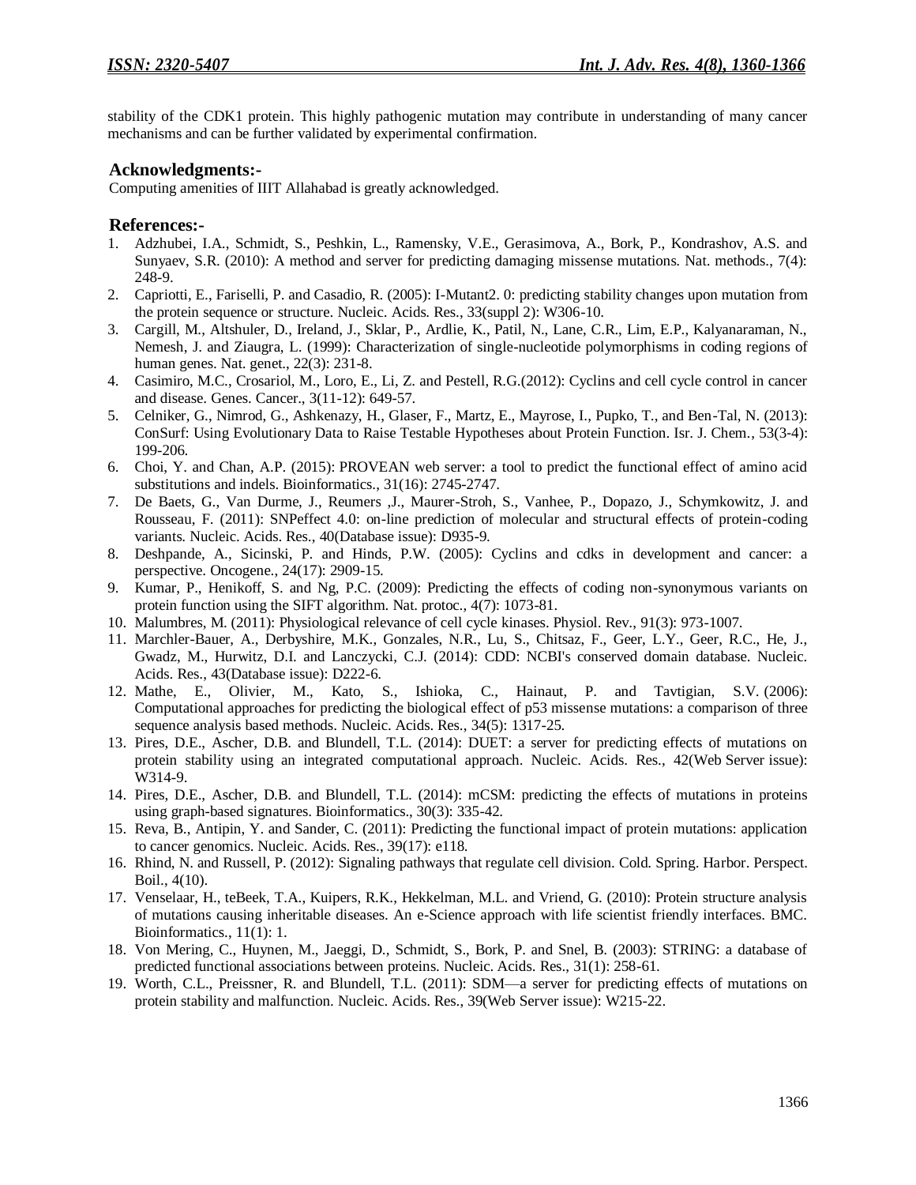stability of the CDK1 protein. This highly pathogenic mutation may contribute in understanding of many cancer mechanisms and can be further validated by experimental confirmation.

## Acknowledgments:-

Computing amenities of IIIT Allahabad is greatly acknowledged.

## References:-

1. Adzhubei, I.A., Schmidt, S., Peshkin, L., Ramensky, V.E., Gerasimova, A., Bork, P., Kondrashov, A.S. and Sunyaev, S.R. (2010): A method and server for predicting damaging missense mutations. Nat. methods., 7(4): 248-9.
2. Capriotti, E., Fariselli, P. and Casadio, R. (2005): I-Mutant2. 0: predicting stability changes upon mutation from the protein sequence or structure. Nucleic. Acids. Res., 33(suppl 2): W306-10.
3. Cargill, M., Altshuler, D., Ireland, J., Sklar, P., Ardlie, K., Patil, N., Lane, C.R., Lim, E.P., Kalyanaraman, N., Nemesh, J. and Ziaugra, L. (1999): Characterization of single-nucleotide polymorphisms in coding regions of human genes. Nat. genet., 22(3): 231-8.
4. Casimiro, M.C., Crosariol, M., Loro, E., Li, Z. and Pestell, R.G.(2012): Cyclins and cell cycle control in cancer and disease. Genes. Cancer., 3(11-12): 649-57.
5. Celniker, G., Nimrod, G., Ashkenazy, H., Glaser, F., Martz, E., Mayrose, I., Pupko, T., and Ben-Tal, N. (2013): ConSurf: Using Evolutionary Data to Raise Testable Hypotheses about Protein Function. Isr. J. Chem., 53(3-4): 199-206.
6. Choi, Y. and Chan, A.P. (2015): PROVEAN web server: a tool to predict the functional effect of amino acid substitutions and indels. Bioinformatics., 31(16): 2745-2747.
7. De Baets, G., Van Durme, J., Reumers ,J., Maurer-Stroh, S., Vanhee, P., Dopazo, J., Schymkowitz, J. and Rousseau, F. (2011): SNPeffect 4.0: on-line prediction of molecular and structural effects of protein-coding variants. Nucleic. Acids. Res., 40(Database issue): D935-9.
8. Deshpande, A., Sicinski, P. and Hinds, P.W. (2005): Cyclins and cdks in development and cancer: a perspective. Oncogene., 24(17): 2909-15.
9. Kumar, P., Henikoff, S. and Ng, P.C. (2009): Predicting the effects of coding non-synonymous variants on protein function using the SIFT algorithm. Nat. protoc., 4(7): 1073-81.
10. Malumbres, M. (2011): Physiological relevance of cell cycle kinases. Physiol. Rev., 91(3): 973-1007.
11. Marchler-Bauer, A., Derbyshire, M.K., Gonzales, N.R., Lu, S., Chitsaz, F., Geer, L.Y., Geer, R.C., He, J., Gwadz, M., Hurwitz, D.I. and Lanczycki, C.J. (2014): CDD: NCBI's conserved domain database. Nucleic. Acids. Res., 43(Database issue): D222-6.
12. Mathe, E., Olivier, M., Kato, S., Ishioka, C., Hainaut, P. and Tavtigian, S.V. (2006): Computational approaches for predicting the biological effect of p53 missense mutations: a comparison of three sequence analysis based methods. Nucleic. Acids. Res., 34(5): 1317-25.
13. Pires, D.E., Ascher, D.B. and Blundell, T.L. (2014): DUET: a server for predicting effects of mutations on protein stability using an integrated computational approach. Nucleic. Acids. Res., 42(Web Server issue): W314-9.
14. Pires, D.E., Ascher, D.B. and Blundell, T.L. (2014): mCSM: predicting the effects of mutations in proteins using graph-based signatures. Bioinformatics., 30(3): 335-42.
15. Reva, B., Antipin, Y. and Sander, C. (2011): Predicting the functional impact of protein mutations: application to cancer genomics. Nucleic. Acids. Res., 39(17): e118.
16. Rhind, N. and Russell, P. (2012): Signaling pathways that regulate cell division. Cold. Spring. Harbor. Perspect. Boil., 4(10).
17. Venselaar, H., teBeek, T.A., Kuipers, R.K., Hekkelman, M.L. and Vriend, G. (2010): Protein structure analysis of mutations causing inheritable diseases. An e-Science approach with life scientist friendly interfaces. BMC. Bioinformatics., 11(1): 1.
18. Von Mering, C., Huynen, M., Jaeggi, D., Schmidt, S., Bork, P. and Snel, B. (2003): STRING: a database of predicted functional associations between proteins. Nucleic. Acids. Res., 31(1): 258-61.
19. Worth, C.L., Preissner, R. and Blundell, T.L. (2011): SDM—a server for predicting effects of mutations on protein stability and malfunction. Nucleic. Acids. Res., 39(Web Server issue): W215-22.